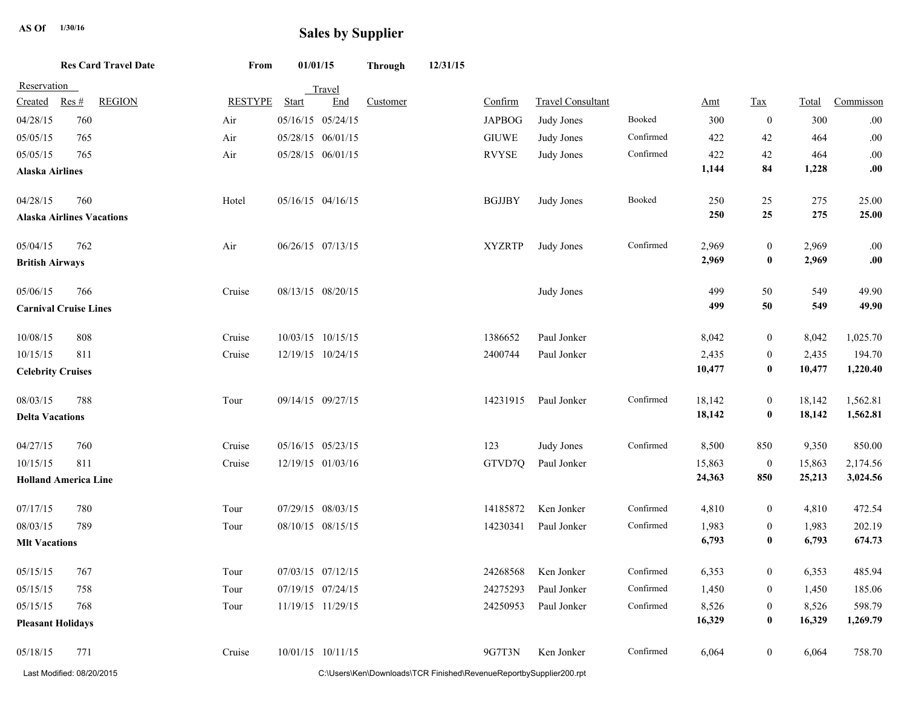**AS Of** 1/30/16

# Sales by Supplier

**Res Card Travel Date** **From** **01/01/15** **Through** **12/31/15**

| Reservation Created | Res # | REGION | RESTYPE | Travel Start | Travel End | Customer | Confirm | Travel Consultant | | Amt | Tax | Total | Commisson |
|---|---|---|---|---|---|---|---|---|---|---|---|---|---|
| 04/28/15 | 760 | | Air | 05/16/15 | 05/24/15 | | JAPBOG | Judy Jones | Booked | 300 | 0 | 300 | .00 |
| 05/05/15 | 765 | | Air | 05/28/15 | 06/01/15 | | GIUWE | Judy Jones | Confirmed | 422 | 42 | 464 | .00 |
| 05/05/15 | 765 | | Air | 05/28/15 | 06/01/15 | | RVYSE | Judy Jones | Confirmed | 422 | 42 | 464 | .00 |
| **Alaska Airlines** | | | | | | | | | | **1,144** | **84** | **1,228** | **.00** |
| 04/28/15 | 760 | | Hotel | 05/16/15 | 04/16/15 | | BGJJBY | Judy Jones | Booked | 250 | 25 | 275 | 25.00 |
| **Alaska Airlines Vacations** | | | | | | | | | | **250** | **25** | **275** | **25.00** |
| 05/04/15 | 762 | | Air | 06/26/15 | 07/13/15 | | XYZRTP | Judy Jones | Confirmed | 2,969 | 0 | 2,969 | .00 |
| **British Airways** | | | | | | | | | | **2,969** | **0** | **2,969** | **.00** |
| 05/06/15 | 766 | | Cruise | 08/13/15 | 08/20/15 | | | Judy Jones | | 499 | 50 | 549 | 49.90 |
| **Carnival Cruise Lines** | | | | | | | | | | **499** | **50** | **549** | **49.90** |
| 10/08/15 | 808 | | Cruise | 10/03/15 | 10/15/15 | | 1386652 | Paul Jonker | | 8,042 | 0 | 8,042 | 1,025.70 |
| 10/15/15 | 811 | | Cruise | 12/19/15 | 10/24/15 | | 2400744 | Paul Jonker | | 2,435 | 0 | 2,435 | 194.70 |
| **Celebrity Cruises** | | | | | | | | | | **10,477** | **0** | **10,477** | **1,220.40** |
| 08/03/15 | 788 | | Tour | 09/14/15 | 09/27/15 | | 14231915 | Paul Jonker | Confirmed | 18,142 | 0 | 18,142 | 1,562.81 |
| **Delta Vacations** | | | | | | | | | | **18,142** | **0** | **18,142** | **1,562.81** |
| 04/27/15 | 760 | | Cruise | 05/16/15 | 05/23/15 | | 123 | Judy Jones | Confirmed | 8,500 | 850 | 9,350 | 850.00 |
| 10/15/15 | 811 | | Cruise | 12/19/15 | 01/03/16 | | GTVD7Q | Paul Jonker | | 15,863 | 0 | 15,863 | 2,174.56 |
| **Holland America Line** | | | | | | | | | | **24,363** | **850** | **25,213** | **3,024.56** |
| 07/17/15 | 780 | | Tour | 07/29/15 | 08/03/15 | | 14185872 | Ken Jonker | Confirmed | 4,810 | 0 | 4,810 | 472.54 |
| 08/03/15 | 789 | | Tour | 08/10/15 | 08/15/15 | | 14230341 | Paul Jonker | Confirmed | 1,983 | 0 | 1,983 | 202.19 |
| **Mlt Vacations** | | | | | | | | | | **6,793** | **0** | **6,793** | **674.73** |
| 05/15/15 | 767 | | Tour | 07/03/15 | 07/12/15 | | 24268568 | Ken Jonker | Confirmed | 6,353 | 0 | 6,353 | 485.94 |
| 05/15/15 | 758 | | Tour | 07/19/15 | 07/24/15 | | 24275293 | Paul Jonker | Confirmed | 1,450 | 0 | 1,450 | 185.06 |
| 05/15/15 | 768 | | Tour | 11/19/15 | 11/29/15 | | 24250953 | Paul Jonker | Confirmed | 8,526 | 0 | 8,526 | 598.79 |
| **Pleasant Holidays** | | | | | | | | | | **16,329** | **0** | **16,329** | **1,269.79** |
| 05/18/15 | 771 | | Cruise | 10/01/15 | 10/11/15 | | 9G7T3N | Ken Jonker | Confirmed | 6,064 | 0 | 6,064 | 758.70 |

Last Modified: 08/20/2015 C:\Users\Ken\Downloads\TCR Finished\RevenueReportbySupplier200.rpt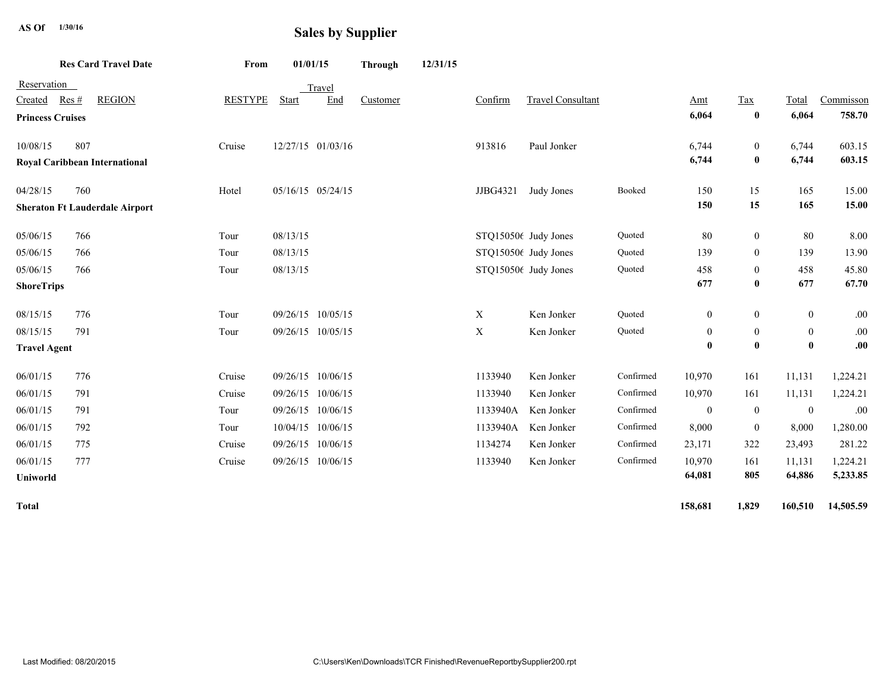**AS Of** 1/30/16

# Sales by Supplier

**Res Card Travel Date** **From** 01/01/15 **Through** 12/31/15

| Reservation Created | Res # | REGION | RESTYPE | Travel Start | Travel End | Customer | Confirm | Travel Consultant | | Amt | Tax | Total | Commisson |
|---|---|---|---|---|---|---|---|---|---|---|---|---|---|
| **Princess Cruises** | | | | | | | | | | **6,064** | **0** | **6,064** | **758.70** |
| 10/08/15 | 807 | | Cruise | 12/27/15 | 01/03/16 | | 913816 | Paul Jonker | | 6,744 | 0 | 6,744 | 603.15 |
| **Royal Caribbean International** | | | | | | | | | | **6,744** | **0** | **6,744** | **603.15** |
| 04/28/15 | 760 | | Hotel | 05/16/15 | 05/24/15 | | JJBG4321 | Judy Jones | Booked | 150 | 15 | 165 | 15.00 |
| **Sheraton Ft Lauderdale Airport** | | | | | | | | | | **150** | **15** | **165** | **15.00** |
| 05/06/15 | 766 | | Tour | 08/13/15 | | | STQ150506 | Judy Jones | Quoted | 80 | 0 | 80 | 8.00 |
| 05/06/15 | 766 | | Tour | 08/13/15 | | | STQ150506 | Judy Jones | Quoted | 139 | 0 | 139 | 13.90 |
| 05/06/15 | 766 | | Tour | 08/13/15 | | | STQ150506 | Judy Jones | Quoted | 458 | 0 | 458 | 45.80 |
| **ShoreTrips** | | | | | | | | | | **677** | **0** | **677** | **67.70** |
| 08/15/15 | 776 | | Tour | 09/26/15 | 10/05/15 | | X | Ken Jonker | Quoted | 0 | 0 | 0 | .00 |
| 08/15/15 | 791 | | Tour | 09/26/15 | 10/05/15 | | X | Ken Jonker | Quoted | 0 | 0 | 0 | .00 |
| **Travel Agent** | | | | | | | | | | **0** | **0** | **0** | **.00** |
| 06/01/15 | 776 | | Cruise | 09/26/15 | 10/06/15 | | 1133940 | Ken Jonker | Confirmed | 10,970 | 161 | 11,131 | 1,224.21 |
| 06/01/15 | 791 | | Cruise | 09/26/15 | 10/06/15 | | 1133940 | Ken Jonker | Confirmed | 10,970 | 161 | 11,131 | 1,224.21 |
| 06/01/15 | 791 | | Tour | 09/26/15 | 10/06/15 | | 1133940A | Ken Jonker | Confirmed | 0 | 0 | 0 | .00 |
| 06/01/15 | 792 | | Tour | 10/04/15 | 10/06/15 | | 1133940A | Ken Jonker | Confirmed | 8,000 | 0 | 8,000 | 1,280.00 |
| 06/01/15 | 775 | | Cruise | 09/26/15 | 10/06/15 | | 1134274 | Ken Jonker | Confirmed | 23,171 | 322 | 23,493 | 281.22 |
| 06/01/15 | 777 | | Cruise | 09/26/15 | 10/06/15 | | 1133940 | Ken Jonker | Confirmed | 10,970 | 161 | 11,131 | 1,224.21 |
| **Uniworld** | | | | | | | | | | **64,081** | **805** | **64,886** | **5,233.85** |
| **Total** | | | | | | | | | | **158,681** | **1,829** | **160,510** | **14,505.59** |

Last Modified: 08/20/2015    C:\Users\Ken\Downloads\TCR Finished\RevenueReportbySupplier200.rpt